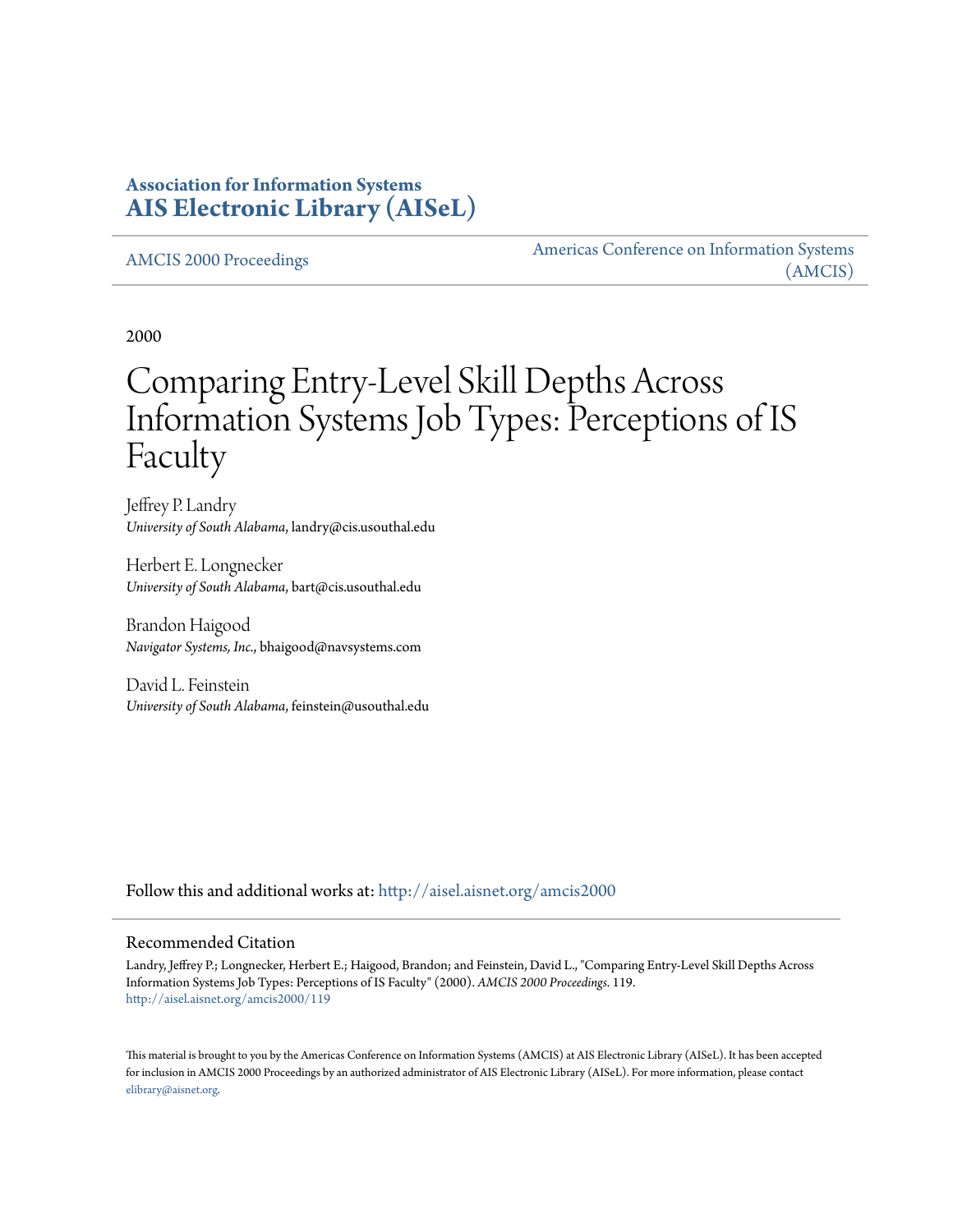**Association for Information Systems**
**AIS Electronic Library (AISeL)**

AMCIS 2000 Proceedings

Americas Conference on Information Systems (AMCIS)

2000

# Comparing Entry-Level Skill Depths Across Information Systems Job Types: Perceptions of IS Faculty

Jeffrey P. Landry
*University of South Alabama*, landry@cis.usouthal.edu

Herbert E. Longnecker
*University of South Alabama*, bart@cis.usouthal.edu

Brandon Haigood
*Navigator Systems, Inc.*, bhaigood@navsystems.com

David L. Feinstein
*University of South Alabama*, feinstein@usouthal.edu

Follow this and additional works at: http://aisel.aisnet.org/amcis2000

## Recommended Citation

Landry, Jeffrey P.; Longnecker, Herbert E.; Haigood, Brandon; and Feinstein, David L., "Comparing Entry-Level Skill Depths Across Information Systems Job Types: Perceptions of IS Faculty" (2000). *AMCIS 2000 Proceedings*. 119.
http://aisel.aisnet.org/amcis2000/119

This material is brought to you by the Americas Conference on Information Systems (AMCIS) at AIS Electronic Library (AISeL). It has been accepted for inclusion in AMCIS 2000 Proceedings by an authorized administrator of AIS Electronic Library (AISeL). For more information, please contact elibrary@aisnet.org.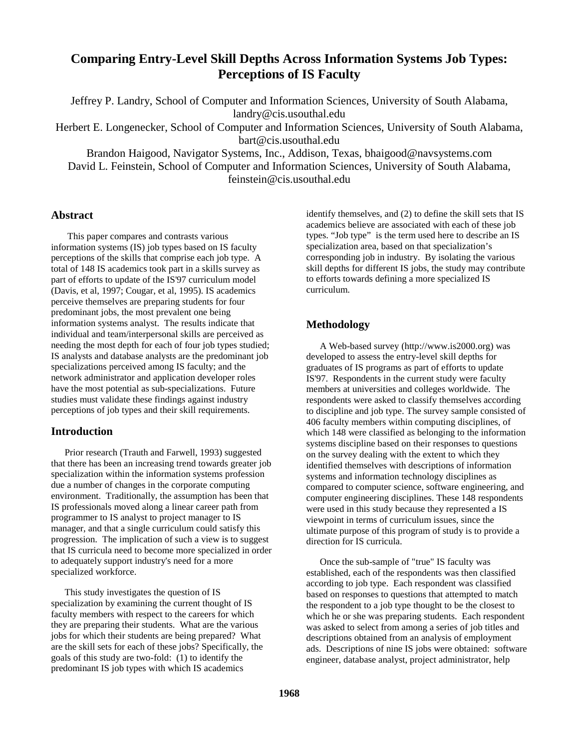# Comparing Entry-Level Skill Depths Across Information Systems Job Types: Perceptions of IS Faculty

Jeffrey P. Landry, School of Computer and Information Sciences, University of South Alabama, landry@cis.usouthal.edu

Herbert E. Longenecker, School of Computer and Information Sciences, University of South Alabama, bart@cis.usouthal.edu

Brandon Haigood, Navigator Systems, Inc., Addison, Texas, bhaigood@navsystems.com

David L. Feinstein, School of Computer and Information Sciences, University of South Alabama, feinstein@cis.usouthal.edu

## Abstract

This paper compares and contrasts various information systems (IS) job types based on IS faculty perceptions of the skills that comprise each job type. A total of 148 IS academics took part in a skills survey as part of efforts to update of the IS'97 curriculum model (Davis, et al, 1997; Cougar, et al, 1995). IS academics perceive themselves are preparing students for four predominant jobs, the most prevalent one being information systems analyst. The results indicate that individual and team/interpersonal skills are perceived as needing the most depth for each of four job types studied; IS analysts and database analysts are the predominant job specializations perceived among IS faculty; and the network administrator and application developer roles have the most potential as sub-specializations. Future studies must validate these findings against industry perceptions of job types and their skill requirements.

## Introduction

Prior research (Trauth and Farwell, 1993) suggested that there has been an increasing trend towards greater job specialization within the information systems profession due a number of changes in the corporate computing environment. Traditionally, the assumption has been that IS professionals moved along a linear career path from programmer to IS analyst to project manager to IS manager, and that a single curriculum could satisfy this progression. The implication of such a view is to suggest that IS curricula need to become more specialized in order to adequately support industry's need for a more specialized workforce.

This study investigates the question of IS specialization by examining the current thought of IS faculty members with respect to the careers for which they are preparing their students. What are the various jobs for which their students are being prepared? What are the skill sets for each of these jobs? Specifically, the goals of this study are two-fold: (1) to identify the predominant IS job types with which IS academics identify themselves, and (2) to define the skill sets that IS academics believe are associated with each of these job types. "Job type" is the term used here to describe an IS specialization area, based on that specialization's corresponding job in industry. By isolating the various skill depths for different IS jobs, the study may contribute to efforts towards defining a more specialized IS curriculum.

## Methodology

A Web-based survey (http://www.is2000.org) was developed to assess the entry-level skill depths for graduates of IS programs as part of efforts to update IS'97. Respondents in the current study were faculty members at universities and colleges worldwide. The respondents were asked to classify themselves according to discipline and job type. The survey sample consisted of 406 faculty members within computing disciplines, of which 148 were classified as belonging to the information systems discipline based on their responses to questions on the survey dealing with the extent to which they identified themselves with descriptions of information systems and information technology disciplines as compared to computer science, software engineering, and computer engineering disciplines. These 148 respondents were used in this study because they represented a IS viewpoint in terms of curriculum issues, since the ultimate purpose of this program of study is to provide a direction for IS curricula.

Once the sub-sample of "true" IS faculty was established, each of the respondents was then classified according to job type. Each respondent was classified based on responses to questions that attempted to match the respondent to a job type thought to be the closest to which he or she was preparing students. Each respondent was asked to select from among a series of job titles and descriptions obtained from an analysis of employment ads. Descriptions of nine IS jobs were obtained: software engineer, database analyst, project administrator, help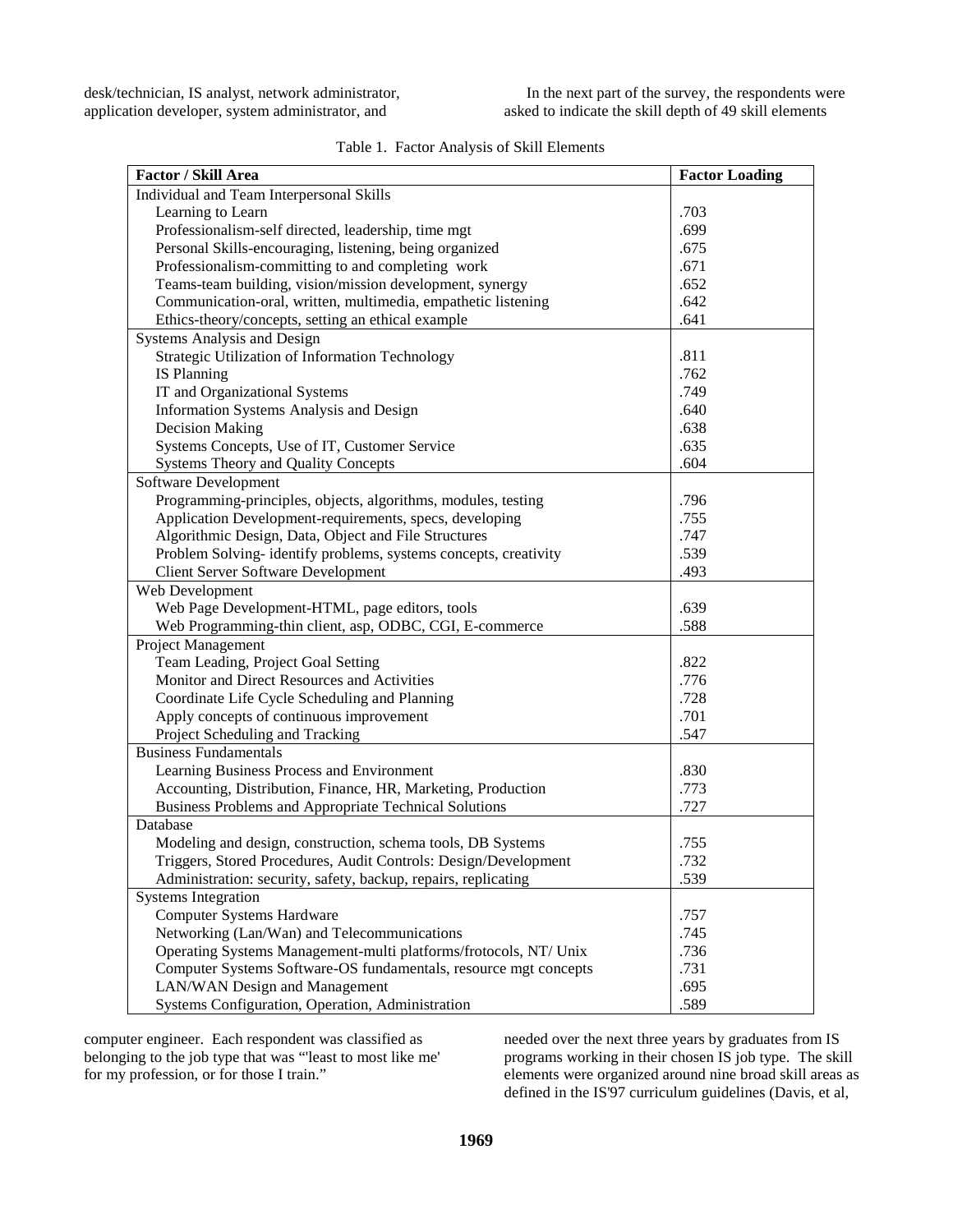desk/technician, IS analyst, network administrator, application developer, system administrator, and computer engineer. Each respondent was classified as belonging to the job type that was "'least to most like me' for my profession, or for those I train."

In the next part of the survey, the respondents were asked to indicate the skill depth of 49 skill elements needed over the next three years by graduates from IS programs working in their chosen IS job type. The skill elements were organized around nine broad skill areas as defined in the IS'97 curriculum guidelines (Davis, et al,

Table 1. Factor Analysis of Skill Elements

| Factor / Skill Area | Factor Loading |
|---|---|
| Individual and Team Interpersonal Skills | |
| Learning to Learn | .703 |
| Professionalism-self directed, leadership, time mgt | .699 |
| Personal Skills-encouraging, listening, being organized | .675 |
| Professionalism-committing to and completing work | .671 |
| Teams-team building, vision/mission development, synergy | .652 |
| Communication-oral, written, multimedia, empathetic listening | .642 |
| Ethics-theory/concepts, setting an ethical example | .641 |
| Systems Analysis and Design | |
| Strategic Utilization of Information Technology | .811 |
| IS Planning | .762 |
| IT and Organizational Systems | .749 |
| Information Systems Analysis and Design | .640 |
| Decision Making | .638 |
| Systems Concepts, Use of IT, Customer Service | .635 |
| Systems Theory and Quality Concepts | .604 |
| Software Development | |
| Programming-principles, objects, algorithms, modules, testing | .796 |
| Application Development-requirements, specs, developing | .755 |
| Algorithmic Design, Data, Object and File Structures | .747 |
| Problem Solving- identify problems, systems concepts, creativity | .539 |
| Client Server Software Development | .493 |
| Web Development | |
| Web Page Development-HTML, page editors, tools | .639 |
| Web Programming-thin client, asp, ODBC, CGI, E-commerce | .588 |
| Project Management | |
| Team Leading, Project Goal Setting | .822 |
| Monitor and Direct Resources and Activities | .776 |
| Coordinate Life Cycle Scheduling and Planning | .728 |
| Apply concepts of continuous improvement | .701 |
| Project Scheduling and Tracking | .547 |
| Business Fundamentals | |
| Learning Business Process and Environment | .830 |
| Accounting, Distribution, Finance, HR, Marketing, Production | .773 |
| Business Problems and Appropriate Technical Solutions | .727 |
| Database | |
| Modeling and design, construction, schema tools, DB Systems | .755 |
| Triggers, Stored Procedures, Audit Controls: Design/Development | .732 |
| Administration: security, safety, backup, repairs, replicating | .539 |
| Systems Integration | |
| Computer Systems Hardware | .757 |
| Networking (Lan/Wan) and Telecommunications | .745 |
| Operating Systems Management-multi platforms/frotocols, NT/ Unix | .736 |
| Computer Systems Software-OS fundamentals, resource mgt concepts | .731 |
| LAN/WAN Design and Management | .695 |
| Systems Configuration, Operation, Administration | .589 |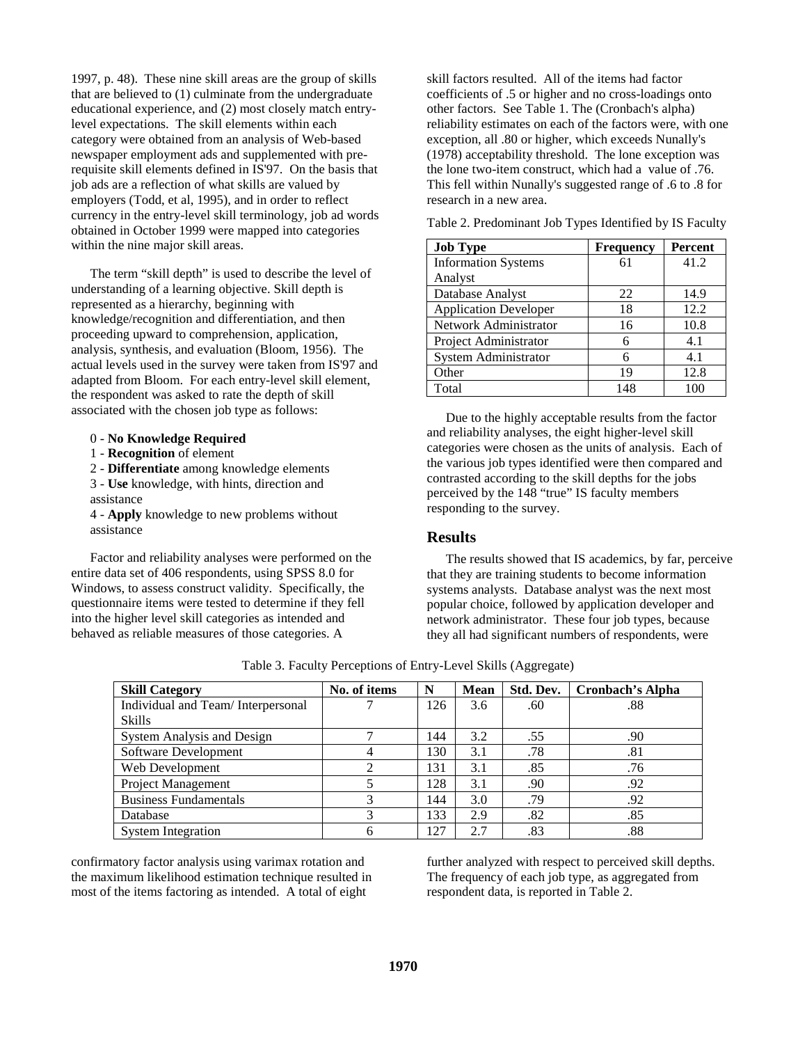1997, p. 48). These nine skill areas are the group of skills that are believed to (1) culminate from the undergraduate educational experience, and (2) most closely match entry-level expectations. The skill elements within each category were obtained from an analysis of Web-based newspaper employment ads and supplemented with pre-requisite skill elements defined in IS'97. On the basis that job ads are a reflection of what skills are valued by employers (Todd, et al, 1995), and in order to reflect currency in the entry-level skill terminology, job ad words obtained in October 1999 were mapped into categories within the nine major skill areas.

The term "skill depth" is used to describe the level of understanding of a learning objective. Skill depth is represented as a hierarchy, beginning with knowledge/recognition and differentiation, and then proceeding upward to comprehension, application, analysis, synthesis, and evaluation (Bloom, 1956). The actual levels used in the survey were taken from IS'97 and adapted from Bloom. For each entry-level skill element, the respondent was asked to rate the depth of skill associated with the chosen job type as follows:

0 - **No Knowledge Required**
1 - **Recognition** of element
2 - **Differentiate** among knowledge elements
3 - **Use** knowledge, with hints, direction and assistance
4 - **Apply** knowledge to new problems without assistance

Factor and reliability analyses were performed on the entire data set of 406 respondents, using SPSS 8.0 for Windows, to assess construct validity. Specifically, the questionnaire items were tested to determine if they fell into the higher level skill categories as intended and behaved as reliable measures of those categories. A confirmatory factor analysis using varimax rotation and the maximum likelihood estimation technique resulted in most of the items factoring as intended. A total of eight skill factors resulted. All of the items had factor coefficients of .5 or higher and no cross-loadings onto other factors. See Table 1. The (Cronbach's alpha) reliability estimates on each of the factors were, with one exception, all .80 or higher, which exceeds Nunally's (1978) acceptability threshold. The lone exception was the lone two-item construct, which had a value of .76. This fell within Nunally's suggested range of .6 to .8 for research in a new area.

Table 2. Predominant Job Types Identified by IS Faculty

| Job Type | Frequency | Percent |
|---|---|---|
| Information Systems Analyst | 61 | 41.2 |
| Database Analyst | 22 | 14.9 |
| Application Developer | 18 | 12.2 |
| Network Administrator | 16 | 10.8 |
| Project Administrator | 6 | 4.1 |
| System Administrator | 6 | 4.1 |
| Other | 19 | 12.8 |
| Total | 148 | 100 |

Due to the highly acceptable results from the factor and reliability analyses, the eight higher-level skill categories were chosen as the units of analysis. Each of the various job types identified were then compared and contrasted according to the skill depths for the jobs perceived by the 148 "true" IS faculty members responding to the survey.

## Results

The results showed that IS academics, by far, perceive that they are training students to become information systems analysts. Database analyst was the next most popular choice, followed by application developer and network administrator. These four job types, because they all had significant numbers of respondents, were further analyzed with respect to perceived skill depths. The frequency of each job type, as aggregated from respondent data, is reported in Table 2.

Table 3. Faculty Perceptions of Entry-Level Skills (Aggregate)

| Skill Category | No. of items | N | Mean | Std. Dev. | Cronbach's Alpha |
|---|---|---|---|---|---|
| Individual and Team/ Interpersonal Skills | 7 | 126 | 3.6 | .60 | .88 |
| System Analysis and Design | 7 | 144 | 3.2 | .55 | .90 |
| Software Development | 4 | 130 | 3.1 | .78 | .81 |
| Web Development | 2 | 131 | 3.1 | .85 | .76 |
| Project Management | 5 | 128 | 3.1 | .90 | .92 |
| Business Fundamentals | 3 | 144 | 3.0 | .79 | .92 |
| Database | 3 | 133 | 2.9 | .82 | .85 |
| System Integration | 6 | 127 | 2.7 | .83 | .88 |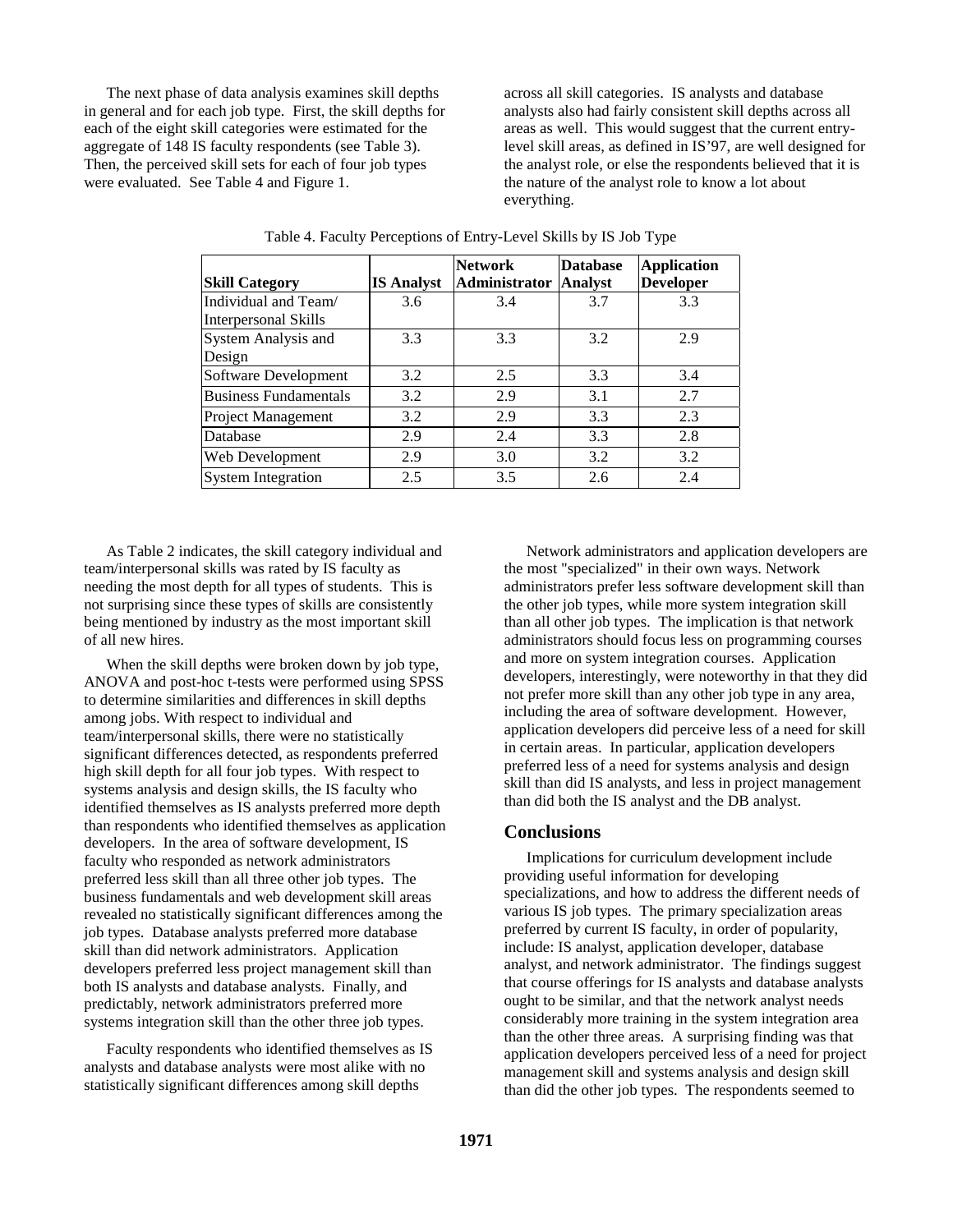The next phase of data analysis examines skill depths in general and for each job type. First, the skill depths for each of the eight skill categories were estimated for the aggregate of 148 IS faculty respondents (see Table 3). Then, the perceived skill sets for each of four job types were evaluated. See Table 4 and Figure 1.

across all skill categories. IS analysts and database analysts also had fairly consistent skill depths across all areas as well. This would suggest that the current entry-level skill areas, as defined in IS'97, are well designed for the analyst role, or else the respondents believed that it is the nature of the analyst role to know a lot about everything.

Table 4. Faculty Perceptions of Entry-Level Skills by IS Job Type

| Skill Category | IS Analyst | Network Administrator | Database Analyst | Application Developer |
|---|---|---|---|---|
| Individual and Team/ Interpersonal Skills | 3.6 | 3.4 | 3.7 | 3.3 |
| System Analysis and Design | 3.3 | 3.3 | 3.2 | 2.9 |
| Software Development | 3.2 | 2.5 | 3.3 | 3.4 |
| Business Fundamentals | 3.2 | 2.9 | 3.1 | 2.7 |
| Project Management | 3.2 | 2.9 | 3.3 | 2.3 |
| Database | 2.9 | 2.4 | 3.3 | 2.8 |
| Web Development | 2.9 | 3.0 | 3.2 | 3.2 |
| System Integration | 2.5 | 3.5 | 2.6 | 2.4 |

As Table 2 indicates, the skill category individual and team/interpersonal skills was rated by IS faculty as needing the most depth for all types of students. This is not surprising since these types of skills are consistently being mentioned by industry as the most important skill of all new hires.

When the skill depths were broken down by job type, ANOVA and post-hoc t-tests were performed using SPSS to determine similarities and differences in skill depths among jobs. With respect to individual and team/interpersonal skills, there were no statistically significant differences detected, as respondents preferred high skill depth for all four job types. With respect to systems analysis and design skills, the IS faculty who identified themselves as IS analysts preferred more depth than respondents who identified themselves as application developers. In the area of software development, IS faculty who responded as network administrators preferred less skill than all three other job types. The business fundamentals and web development skill areas revealed no statistically significant differences among the job types. Database analysts preferred more database skill than did network administrators. Application developers preferred less project management skill than both IS analysts and database analysts. Finally, and predictably, network administrators preferred more systems integration skill than the other three job types.

Faculty respondents who identified themselves as IS analysts and database analysts were most alike with no statistically significant differences among skill depths

Network administrators and application developers are the most "specialized" in their own ways. Network administrators prefer less software development skill than the other job types, while more system integration skill than all other job types. The implication is that network administrators should focus less on programming courses and more on system integration courses. Application developers, interestingly, were noteworthy in that they did not prefer more skill than any other job type in any area, including the area of software development. However, application developers did perceive less of a need for skill in certain areas. In particular, application developers preferred less of a need for systems analysis and design skill than did IS analysts, and less in project management than did both the IS analyst and the DB analyst.

## Conclusions

Implications for curriculum development include providing useful information for developing specializations, and how to address the different needs of various IS job types. The primary specialization areas preferred by current IS faculty, in order of popularity, include: IS analyst, application developer, database analyst, and network administrator. The findings suggest that course offerings for IS analysts and database analysts ought to be similar, and that the network analyst needs considerably more training in the system integration area than the other three areas. A surprising finding was that application developers perceived less of a need for project management skill and systems analysis and design skill than did the other job types. The respondents seemed to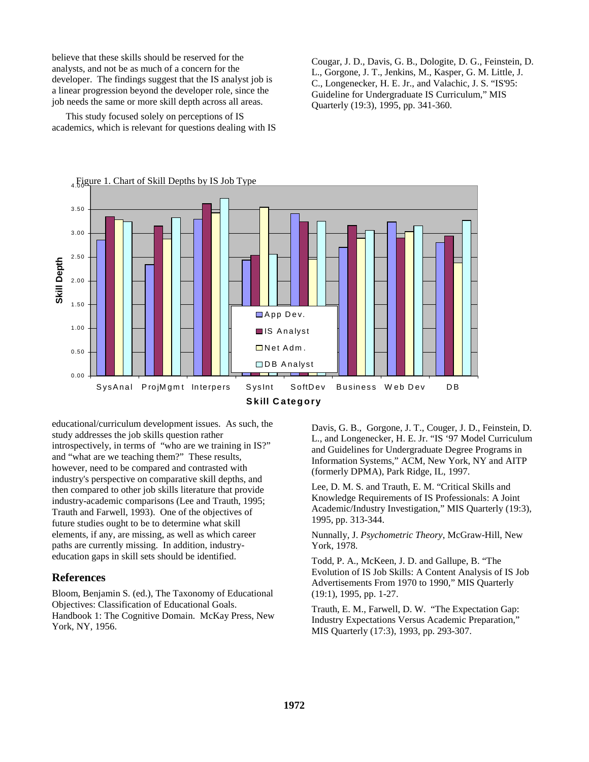believe that these skills should be reserved for the analysts, and not be as much of a concern for the developer. The findings suggest that the IS analyst job is a linear progression beyond the developer role, since the job needs the same or more skill depth across all areas.

This study focused solely on perceptions of IS academics, which is relevant for questions dealing with IS educational/curriculum development issues. As such, the study addresses the job skills question rather introspectively, in terms of "who are we training in IS?" and "what are we teaching them?" These results, however, need to be compared and contrasted with industry's perspective on comparative skill depths, and then compared to other job skills literature that provide industry-academic comparisons (Lee and Trauth, 1995; Trauth and Farwell, 1993). One of the objectives of future studies ought to be to determine what skill elements, if any, are missing, as well as which career paths are currently missing. In addition, industry-education gaps in skill sets should be identified.

Figure 1. Chart of Skill Depths by IS Job Type

Skill Depth

4.00
3.50
3.00
2.50
2.00
1.50
1.00
0.50
0.00

SysAnal ProjMgmt Interpers SysInt SoftDev Business Web Dev DB

Skill Category

App Dev.
IS Analyst
Net Adm.
DB Analyst

## References

Bloom, Benjamin S. (ed.), The Taxonomy of Educational Objectives: Classification of Educational Goals. Handbook 1: The Cognitive Domain. McKay Press, New York, NY, 1956.

Cougar, J. D., Davis, G. B., Dologite, D. G., Feinstein, D. L., Gorgone, J. T., Jenkins, M., Kasper, G. M. Little, J. C., Longenecker, H. E. Jr., and Valachic, J. S. "IS'95: Guideline for Undergraduate IS Curriculum," MIS Quarterly (19:3), 1995, pp. 341-360.

Davis, G. B., Gorgone, J. T., Couger, J. D., Feinstein, D. L., and Longenecker, H. E. Jr. "IS '97 Model Curriculum and Guidelines for Undergraduate Degree Programs in Information Systems," ACM, New York, NY and AITP (formerly DPMA), Park Ridge, IL, 1997.

Lee, D. M. S. and Trauth, E. M. "Critical Skills and Knowledge Requirements of IS Professionals: A Joint Academic/Industry Investigation," MIS Quarterly (19:3), 1995, pp. 313-344.

Nunnally, J. *Psychometric Theory*, McGraw-Hill, New York, 1978.

Todd, P. A., McKeen, J. D. and Gallupe, B. "The Evolution of IS Job Skills: A Content Analysis of IS Job Advertisements From 1970 to 1990," MIS Quarterly (19:1), 1995, pp. 1-27.

Trauth, E. M., Farwell, D. W. "The Expectation Gap: Industry Expectations Versus Academic Preparation," MIS Quarterly (17:3), 1993, pp. 293-307.